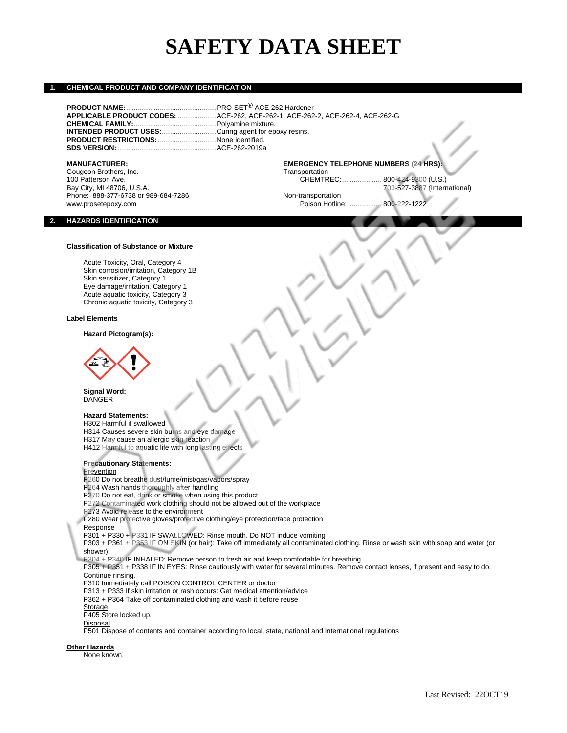# SAFETY DATA SHEET

## 1. CHEMICAL PRODUCT AND COMPANY IDENTIFICATION

**PRODUCT NAME:**............................................PRO-SET® ACE-262 Hardener
**APPLICABLE PRODUCT CODES:** ..................ACE-262, ACE-262-1, ACE-262-2, ACE-262-4, ACE-262-G
**CHEMICAL FAMILY:**........................................Polyamine mixture.
**INTENDED PRODUCT USES:**...........................Curing agent for epoxy resins.
**PRODUCT RESTRICTIONS:**.............................None identified.
**SDS VERSION:** ................................................ACE-262-2019a

**MANUFACTURER:**
Gougeon Brothers, Inc.
100 Patterson Ave.
Bay City, MI 48706, U.S.A.
Phone: 888-377-6738 or 989-684-7286
www.prosetepoxy.com

**EMERGENCY TELEPHONE NUMBERS (24 HRS):**
Transportation
CHEMTREC:.................... 800-424-9300 (U.S.)
703-527-3887 (International)
Non-transportation
Poison Hotline: ................. 800-222-1222

## 2. HAZARDS IDENTIFICATION

**Classification of Substance or Mixture**

Acute Toxicity, Oral, Category 4
Skin corrosion/irritation, Category 1B
Skin sensitizer, Category 1
Eye damage/irritation, Category 1
Acute aquatic toxicity, Category 3
Chronic aquatic toxicity, Category 3

**Label Elements**

**Hazard Pictogram(s):**

**Signal Word:**
DANGER

**Hazard Statements:**
H302 Harmful if swallowed
H314 Causes severe skin burns and eye damage
H317 May cause an allergic skin reaction
H412 Harmful to aquatic life with long lasting effects

**Precautionary Statements:**
Prevention
P260 Do not breathe dust/fume/mist/gas/vapors/spray
P264 Wash hands thoroughly after handling
P270 Do not eat, drink or smoke when using this product
P272 Contaminated work clothing should not be allowed out of the workplace
P273 Avoid release to the environment
P280 Wear protective gloves/protective clothing/eye protection/face protection
Response
P301 + P330 + P331 IF SWALLOWED: Rinse mouth. Do NOT induce vomiting
P303 + P361 + P353 IF ON SKIN (or hair): Take off immediately all contaminated clothing. Rinse or wash skin with soap and water (or shower).
P304 + P340 IF INHALED: Remove person to fresh air and keep comfortable for breathing
P305 + P351 + P338 IF IN EYES: Rinse cautiously with water for several minutes. Remove contact lenses, if present and easy to do. Continue rinsing.
P310 Immediately call POISON CONTROL CENTER or doctor
P313 + P333 If skin irritation or rash occurs: Get medical attention/advice
P362 + P364 Take off contaminated clothing and wash it before reuse
Storage
P405 Store locked up.
Disposal
P501 Dispose of contents and container according to local, state, national and International regulations

**Other Hazards**
None known.

Last Revised: 22OCT19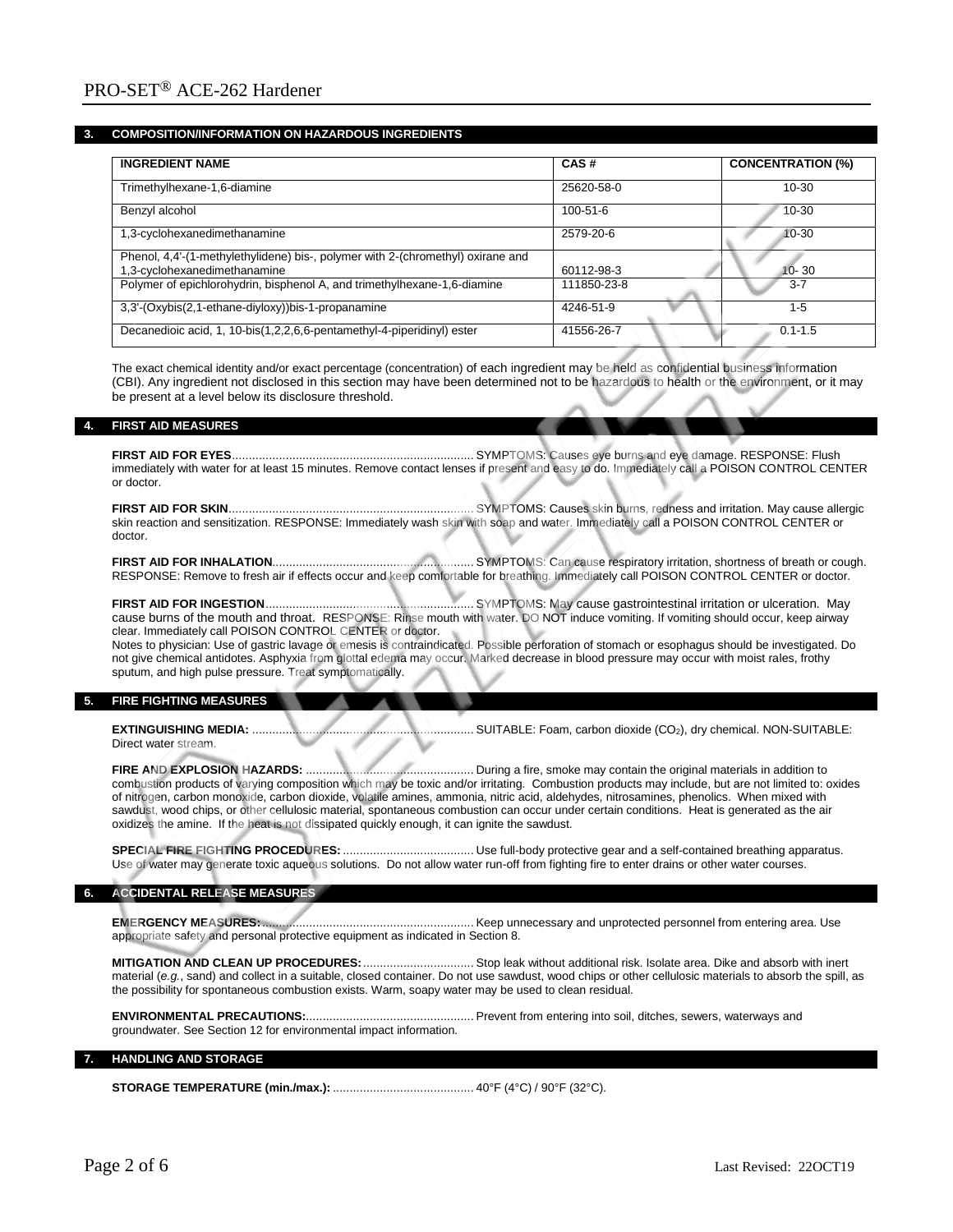## 3. COMPOSITION/INFORMATION ON HAZARDOUS INGREDIENTS

| INGREDIENT NAME | CAS # | CONCENTRATION (%) |
|---|---|---|
| Trimethylhexane-1,6-diamine | 25620-58-0 | 10-30 |
| Benzyl alcohol | 100-51-6 | 10-30 |
| 1,3-cyclohexanedimethanamine | 2579-20-6 | 10-30 |
| Phenol, 4,4'-(1-methylethylidene) bis-, polymer with 2-(chromethyl) oxirane and 1,3-cyclohexanedimethanamine | 60112-98-3 | 10- 30 |
| Polymer of epichlorohydrin, bisphenol A, and trimethylhexane-1,6-diamine | 111850-23-8 | 3-7 |
| 3,3'-(Oxybis(2,1-ethane-diyloxy))bis-1-propanamine | 4246-51-9 | 1-5 |
| Decanedioic acid, 1, 10-bis(1,2,2,6,6-pentamethyl-4-piperidinyl) ester | 41556-26-7 | 0.1-1.5 |

The exact chemical identity and/or exact percentage (concentration) of each ingredient may be held as confidential business information (CBI). Any ingredient not disclosed in this section may have been determined not to be hazardous to health or the environment, or it may be present at a level below its disclosure threshold.

## 4. FIRST AID MEASURES

**FIRST AID FOR EYES**........................................................................ SYMPTOMS: Causes eye burns and eye damage. RESPONSE: Flush immediately with water for at least 15 minutes. Remove contact lenses if present and easy to do. Immediately call a POISON CONTROL CENTER or doctor.

**FIRST AID FOR SKIN**........................................................................ SYMPTOMS: Causes skin burns, redness and irritation. May cause allergic skin reaction and sensitization. RESPONSE: Immediately wash skin with soap and water. Immediately call a POISON CONTROL CENTER or doctor.

**FIRST AID FOR INHALATION**............................................................ SYMPTOMS: Can cause respiratory irritation, shortness of breath or cough. RESPONSE: Remove to fresh air if effects occur and keep comfortable for breathing. Immediately call POISON CONTROL CENTER or doctor.

**FIRST AID FOR INGESTION**.............................................................. SYMPTOMS: May cause gastrointestinal irritation or ulceration. May cause burns of the mouth and throat. RESPONSE: Rinse mouth with water. DO NOT induce vomiting. If vomiting should occur, keep airway clear. Immediately call POISON CONTROL CENTER or doctor.

Notes to physician: Use of gastric lavage or emesis is contraindicated. Possible perforation of stomach or esophagus should be investigated. Do not give chemical antidotes. Asphyxia from glottal edema may occur. Marked decrease in blood pressure may occur with moist rales, frothy sputum, and high pulse pressure. Treat symptomatically.

## 5. FIRE FIGHTING MEASURES

**EXTINGUISHING MEDIA:** .................................................................. SUITABLE: Foam, carbon dioxide ($CO_2$), dry chemical. NON-SUITABLE: Direct water stream.

**FIRE AND EXPLOSION HAZARDS:** ................................................. During a fire, smoke may contain the original materials in addition to combustion products of varying composition which may be toxic and/or irritating. Combustion products may include, but are not limited to: oxides of nitrogen, carbon monoxide, carbon dioxide, volatile amines, ammonia, nitric acid, aldehydes, nitrosamines, phenolics. When mixed with sawdust, wood chips, or other cellulosic material, spontaneous combustion can occur under certain conditions. Heat is generated as the air oxidizes the amine. If the heat is not dissipated quickly enough, it can ignite the sawdust.

**SPECIAL FIRE FIGHTING PROCEDURES:** ...................................... Use full-body protective gear and a self-contained breathing apparatus. Use of water may generate toxic aqueous solutions. Do not allow water run-off from fighting fire to enter drains or other water courses.

## 6. ACCIDENTAL RELEASE MEASURES

**EMERGENCY MEASURES:**............................................................... Keep unnecessary and unprotected personnel from entering area. Use appropriate safety and personal protective equipment as indicated in Section 8.

**MITIGATION AND CLEAN UP PROCEDURES:**................................ Stop leak without additional risk. Isolate area. Dike and absorb with inert material (*e.g.*, sand) and collect in a suitable, closed container. Do not use sawdust, wood chips or other cellulosic materials to absorb the spill, as the possibility for spontaneous combustion exists. Warm, soapy water may be used to clean residual.

**ENVIRONMENTAL PRECAUTIONS:**.................................................. Prevent from entering into soil, ditches, sewers, waterways and groundwater. See Section 12 for environmental impact information.

## 7. HANDLING AND STORAGE

**STORAGE TEMPERATURE (min./max.):**......................................... 40°F (4°C) / 90°F (32°C).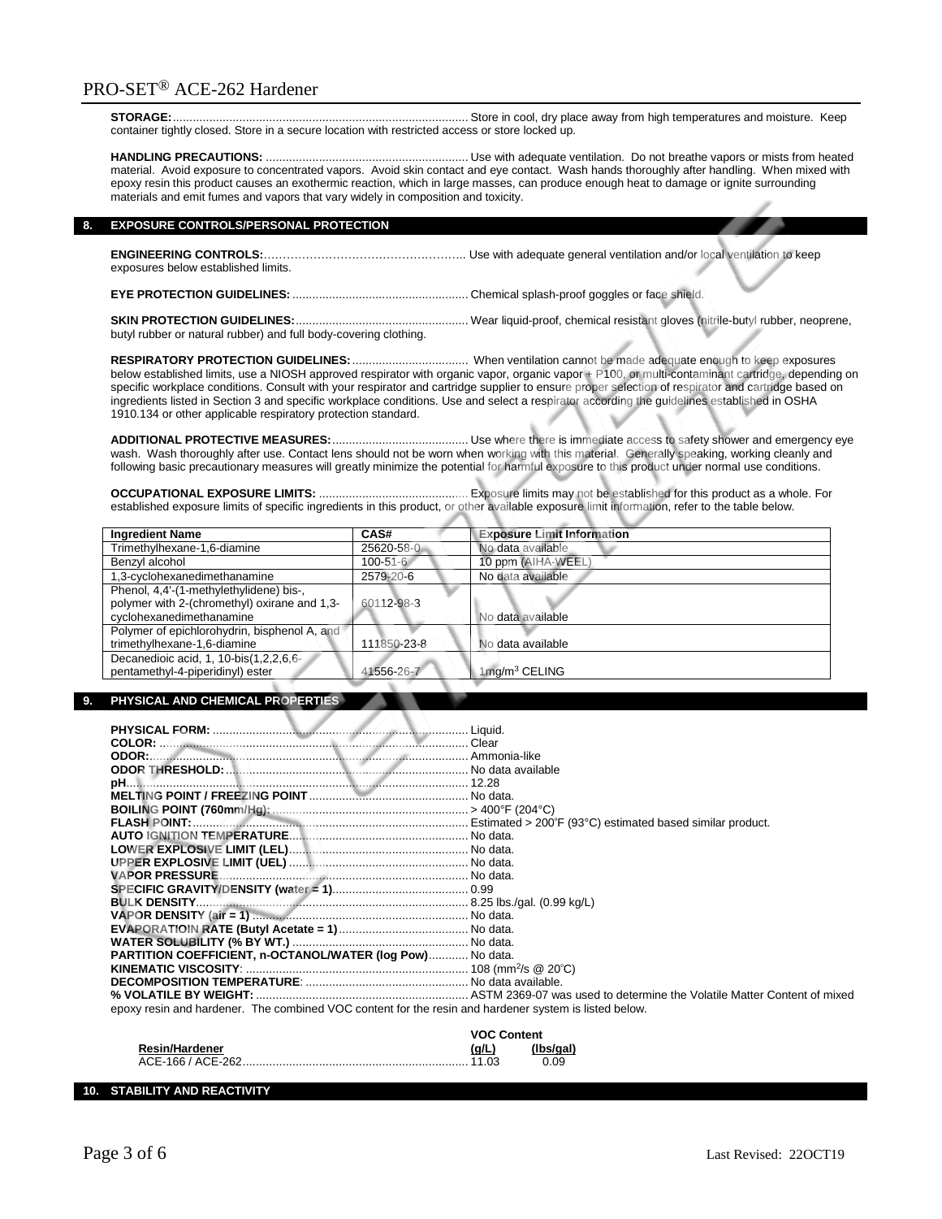**STORAGE:** Store in cool, dry place away from high temperatures and moisture. Keep container tightly closed. Store in a secure location with restricted access or store locked up.

**HANDLING PRECAUTIONS:** Use with adequate ventilation. Do not breathe vapors or mists from heated material. Avoid exposure to concentrated vapors. Avoid skin contact and eye contact. Wash hands thoroughly after handling. When mixed with epoxy resin this product causes an exothermic reaction, which in large masses, can produce enough heat to damage or ignite surrounding materials and emit fumes and vapors that vary widely in composition and toxicity.

## 8. EXPOSURE CONTROLS/PERSONAL PROTECTION

**ENGINEERING CONTROLS:** Use with adequate general ventilation and/or local ventilation to keep exposures below established limits.

**EYE PROTECTION GUIDELINES:** Chemical splash-proof goggles or face shield.

**SKIN PROTECTION GUIDELINES:** Wear liquid-proof, chemical resistant gloves (nitrile-butyl rubber, neoprene, butyl rubber or natural rubber) and full body-covering clothing.

**RESPIRATORY PROTECTION GUIDELINES:** When ventilation cannot be made adequate enough to keep exposures below established limits, use a NIOSH approved respirator with organic vapor, organic vapor + P100, or multi-contaminant cartridge, depending on specific workplace conditions. Consult with your respirator and cartridge supplier to ensure proper selection of respirator and cartridge based on ingredients listed in Section 3 and specific workplace conditions. Use and select a respirator according the guidelines established in OSHA 1910.134 or other applicable respiratory protection standard.

**ADDITIONAL PROTECTIVE MEASURES:** Use where there is immediate access to safety shower and emergency eye wash. Wash thoroughly after use. Contact lens should not be worn when working with this material. Generally speaking, working cleanly and following basic precautionary measures will greatly minimize the potential for harmful exposure to this product under normal use conditions.

**OCCUPATIONAL EXPOSURE LIMITS:** Exposure limits may not be established for this product as a whole. For established exposure limits of specific ingredients in this product, or other available exposure limit information, refer to the table below.

| Ingredient Name | CAS# | Exposure Limit Information |
|---|---|---|
| Trimethylhexane-1,6-diamine | 25620-58-0 | No data available |
| Benzyl alcohol | 100-51-6 | 10 ppm (AIHA-WEEL) |
| 1,3-cyclohexanedimethanamine | 2579-20-6 | No data available |
| Phenol, 4,4'-(1-methylethylidene) bis-, polymer with 2-(chromethyl) oxirane and 1,3-cyclohexanedimethanamine | 60112-98-3 | No data available |
| Polymer of epichlorohydrin, bisphenol A, and trimethylhexane-1,6-diamine | 111850-23-8 | No data available |
| Decanedioic acid, 1, 10-bis(1,2,2,6,6-pentamethyl-4-piperidinyl) ester | 41556-26-7 | 1mg/m$^3$ CELING |

## 9. PHYSICAL AND CHEMICAL PROPERTIES

**PHYSICAL FORM:** Liquid.
**COLOR:** Clear
**ODOR:** Ammonia-like
**ODOR THRESHOLD:** No data available
**pH:** 12.28
**MELTING POINT / FREEZING POINT:** No data.
**BOILING POINT (760mm/Hg):** > 400°F (204°C)
**FLASH POINT:** Estimated > 200°F (93°C) estimated based similar product.
**AUTO IGNITION TEMPERATURE:** No data.
**LOWER EXPLOSIVE LIMIT (LEL):** No data.
**UPPER EXPLOSIVE LIMIT (UEL):** No data.
**VAPOR PRESSURE:** No data.
**SPECIFIC GRAVITY/DENSITY (water = 1):** 0.99
**BULK DENSITY:** 8.25 lbs./gal. (0.99 kg/L)
**VAPOR DENSITY (air = 1):** No data.
**EVAPORATIOIN RATE (Butyl Acetate = 1):** No data.
**WATER SOLUBILITY (% BY WT.):** No data.
**PARTITION COEFFICIENT, n-OCTANOL/WATER (log Pow):** No data.
**KINEMATIC VISCOSITY:** 108 (mm$^2$/s @ 20°C)
**DECOMPOSITION TEMPERATURE:** No data available.
**% VOLATILE BY WEIGHT:** ASTM 2369-07 was used to determine the Volatile Matter Content of mixed epoxy resin and hardener. The combined VOC content for the resin and hardener system is listed below.

| Resin/Hardener | VOC Content (g/L) | VOC Content (lbs/gal) |
|---|---|---|
| ACE-166 / ACE-262 | 11.03 | 0.09 |

## 10. STABILITY AND REACTIVITY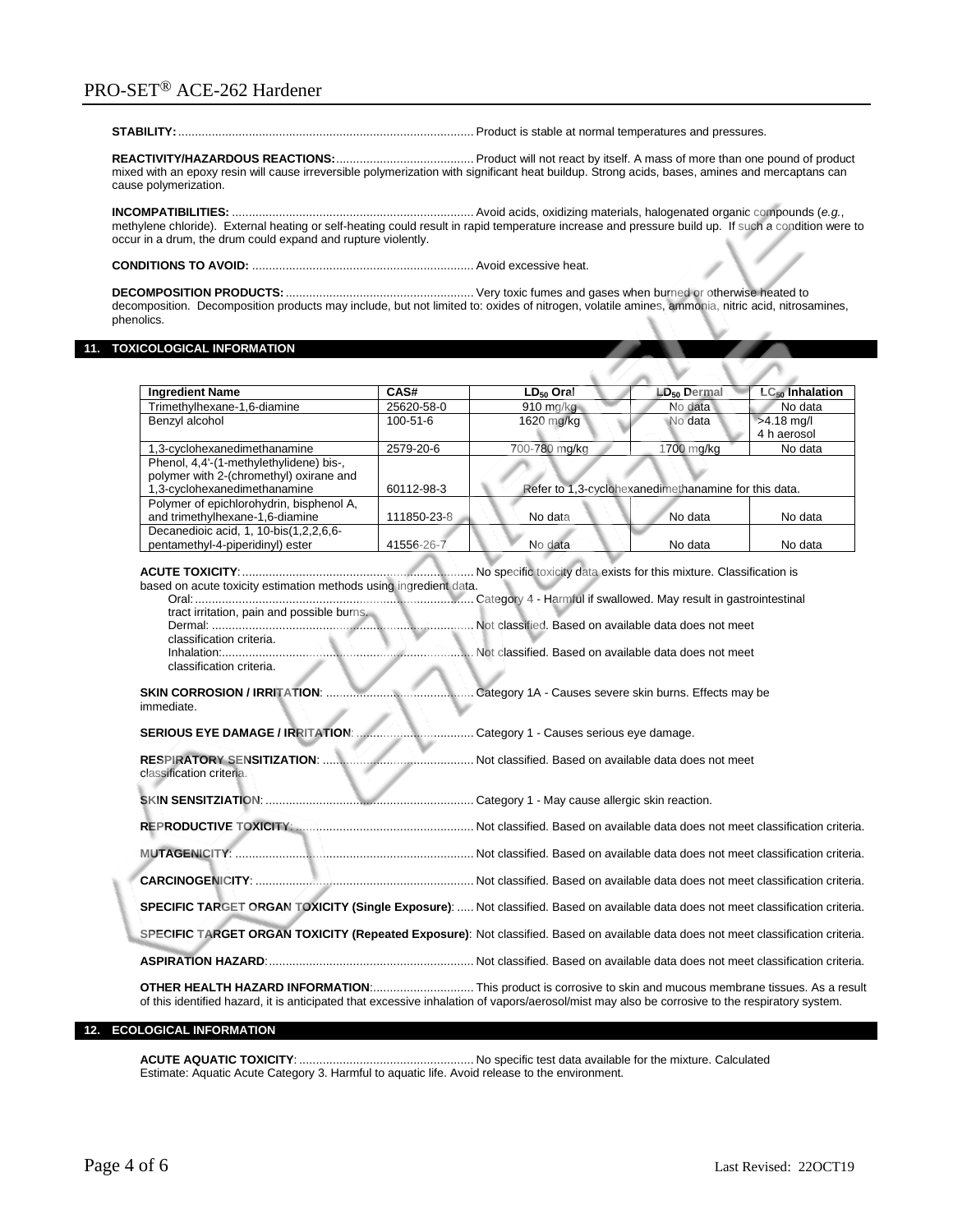**STABILITY:** ........................................................................................ Product is stable at normal temperatures and pressures.

**REACTIVITY/HAZARDOUS REACTIONS:** ......................................... Product will not react by itself. A mass of more than one pound of product mixed with an epoxy resin will cause irreversible polymerization with significant heat buildup. Strong acids, bases, amines and mercaptans can cause polymerization.

**INCOMPATIBILITIES:** ........................................................................ Avoid acids, oxidizing materials, halogenated organic compounds (*e.g.*, methylene chloride). External heating or self-heating could result in rapid temperature increase and pressure build up. If such a condition were to occur in a drum, the drum could expand and rupture violently.

**CONDITIONS TO AVOID:** .................................................................. Avoid excessive heat.

**DECOMPOSITION PRODUCTS:** ........................................................ Very toxic fumes and gases when burned or otherwise heated to decomposition. Decomposition products may include, but not limited to: oxides of nitrogen, volatile amines, ammonia, nitric acid, nitrosamines, phenolics.

## 11. TOXICOLOGICAL INFORMATION

| Ingredient Name | CAS# | $LD_{50}$ Oral | $LD_{50}$ Dermal | $LC_{50}$ Inhalation |
|---|---|---|---|---|
| Trimethylhexane-1,6-diamine | 25620-58-0 | 910 mg/kg | No data | No data |
| Benzyl alcohol | 100-51-6 | 1620 mg/kg | No data | >4.18 mg/l 4 h aerosol |
| 1,3-cyclohexanedimethanamine | 2579-20-6 | 700-780 mg/kg | 1700 mg/kg | No data |
| Phenol, 4,4'-(1-methylethylidene) bis-, polymer with 2-(chromethyl) oxirane and 1,3-cyclohexanedimethanamine | 60112-98-3 | Refer to 1,3-cyclohexanedimethanamine for this data. | | |
| Polymer of epichlorohydrin, bisphenol A, and trimethylhexane-1,6-diamine | 111850-23-8 | No data | No data | No data |
| Decanedioic acid, 1, 10-bis(1,2,2,6,6-pentamethyl-4-piperidinyl) ester | 41556-26-7 | No data | No data | No data |

**ACUTE TOXICITY**: ..................................................................... No specific toxicity data exists for this mixture. Classification is based on acute toxicity estimation methods using ingredient data.

Oral: ................................................................................. Category 4 - Harmful if swallowed. May result in gastrointestinal tract irritation, pain and possible burns.

Dermal: .............................................................................. Not classified. Based on available data does not meet classification criteria.

Inhalation: .......................................................................... Not classified. Based on available data does not meet classification criteria.

**SKIN CORROSION / IRRITATION**: ............................................ Category 1A - Causes severe skin burns. Effects may be immediate.

**SERIOUS EYE DAMAGE / IRRITATION**: .................................. Category 1 - Causes serious eye damage.

**RESPIRATORY SENSITIZATION**: ............................................ Not classified. Based on available data does not meet classification criteria.

**SKIN SENSITZIATION**: .............................................................. Category 1 - May cause allergic skin reaction.

**REPRODUCTIVE TOXICITY**: ..................................................... Not classified. Based on available data does not meet classification criteria.

**MUTAGENICITY**: ........................................................................ Not classified. Based on available data does not meet classification criteria.

**CARCINOGENICITY**: ................................................................. Not classified. Based on available data does not meet classification criteria.

**SPECIFIC TARGET ORGAN TOXICITY (Single Exposure)**: ..... Not classified. Based on available data does not meet classification criteria.

**SPECIFIC TARGET ORGAN TOXICITY (Repeated Exposure)**: Not classified. Based on available data does not meet classification criteria.

**ASPIRATION HAZARD**: ............................................................. Not classified. Based on available data does not meet classification criteria.

**OTHER HEALTH HAZARD INFORMATION**: .............................. This product is corrosive to skin and mucous membrane tissues. As a result of this identified hazard, it is anticipated that excessive inhalation of vapors/aerosol/mist may also be corrosive to the respiratory system.

## 12. ECOLOGICAL INFORMATION

**ACUTE AQUATIC TOXICITY**: .................................................... No specific test data available for the mixture. Calculated Estimate: Aquatic Acute Category 3. Harmful to aquatic life. Avoid release to the environment.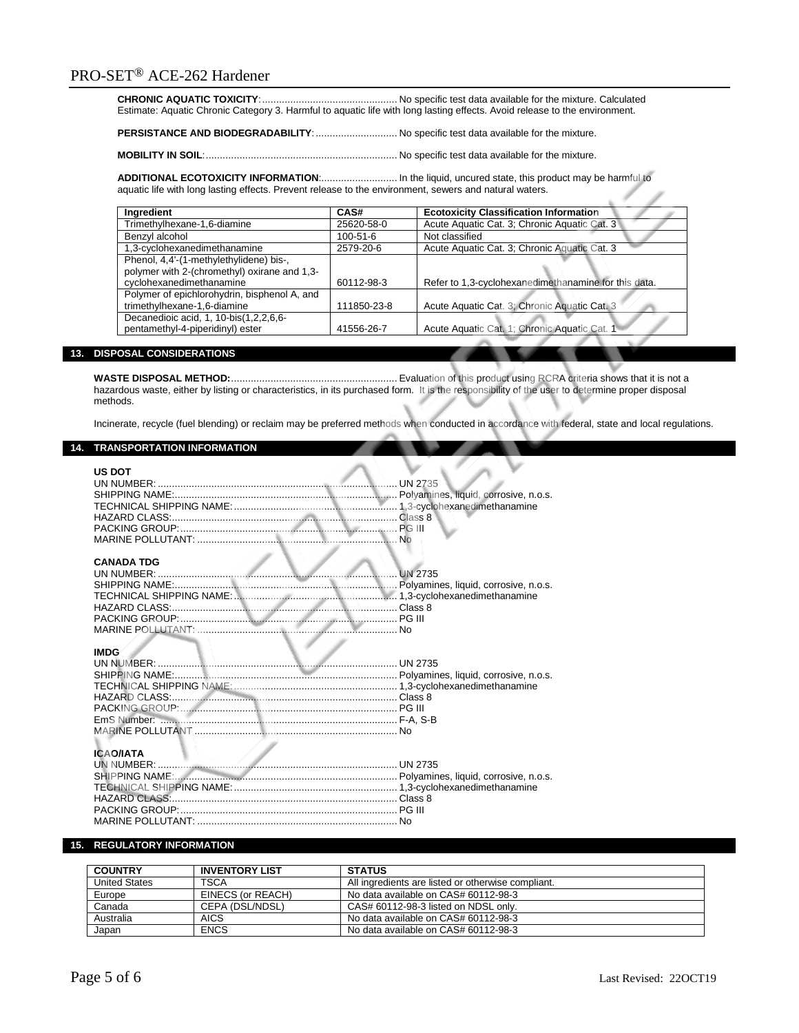**CHRONIC AQUATIC TOXICITY**:................................................ No specific test data available for the mixture. Calculated Estimate: Aquatic Chronic Category 3. Harmful to aquatic life with long lasting effects. Avoid release to the environment.

**PERSISTANCE AND BIODEGRADABILITY**:............................ No specific test data available for the mixture.

**MOBILITY IN SOIL**:.................................................................. No specific test data available for the mixture.

**ADDITIONAL ECOTOXICITY INFORMATION**:.......................... In the liquid, uncured state, this product may be harmful to aquatic life with long lasting effects. Prevent release to the environment, sewers and natural waters.

| Ingredient | CAS# | Ecotoxicity Classification Information |
|---|---|---|
| Trimethylhexane-1,6-diamine | 25620-58-0 | Acute Aquatic Cat. 3; Chronic Aquatic Cat. 3 |
| Benzyl alcohol | 100-51-6 | Not classified |
| 1,3-cyclohexanedimethanamine | 2579-20-6 | Acute Aquatic Cat. 3; Chronic Aquatic Cat. 3 |
| Phenol, 4,4'-(1-methylethylidene) bis-, polymer with 2-(chromethyl) oxirane and 1,3-cyclohexanedimethanamine | 60112-98-3 | Refer to 1,3-cyclohexanedimethanamine for this data. |
| Polymer of epichlorohydrin, bisphenol A, and trimethylhexane-1,6-diamine | 111850-23-8 | Acute Aquatic Cat. 3; Chronic Aquatic Cat. 3 |
| Decanedioic acid, 1, 10-bis(1,2,2,6,6-pentamethyl-4-piperidinyl) ester | 41556-26-7 | Acute Aquatic Cat. 1; Chronic Aquatic Cat. 1 |

## 13. DISPOSAL CONSIDERATIONS

**WASTE DISPOSAL METHOD:**.......................................................... Evaluation of this product using RCRA criteria shows that it is not a hazardous waste, either by listing or characteristics, in its purchased form. It is the responsibility of the user to determine proper disposal methods.

Incinerate, recycle (fuel blending) or reclaim may be preferred methods when conducted in accordance with federal, state and local regulations.

## 14. TRANSPORTATION INFORMATION

**US DOT**

UN NUMBER:.................................................................................... UN 2735
SHIPPING NAME:............................................................................. Polyamines, liquid, corrosive, n.o.s.
TECHNICAL SHIPPING NAME:......................................................... 1,3-cyclohexanedimethanamine
HAZARD CLASS:................................................................................ Class 8
PACKING GROUP:............................................................................. PG III
MARINE POLLUTANT: ...................................................................... No

**CANADA TDG**

UN NUMBER:.................................................................................... UN 2735
SHIPPING NAME:............................................................................. Polyamines, liquid, corrosive, n.o.s.
TECHNICAL SHIPPING NAME:......................................................... 1,3-cyclohexanedimethanamine
HAZARD CLASS:................................................................................ Class 8
PACKING GROUP:............................................................................. PG III
MARINE POLLUTANT: ...................................................................... No

**IMDG**

UN NUMBER:.................................................................................... UN 2735
SHIPPING NAME:............................................................................. Polyamines, liquid, corrosive, n.o.s.
TECHNICAL SHIPPING NAME:......................................................... 1,3-cyclohexanedimethanamine
HAZARD CLASS:................................................................................ Class 8
PACKING GROUP:............................................................................. PG III
EmS Number: .................................................................................... F-A, S-B
MARINE POLLUTANT ....................................................................... No

**ICAO/IATA**

UN NUMBER:.................................................................................... UN 2735
SHIPPING NAME:............................................................................. Polyamines, liquid, corrosive, n.o.s.
TECHNICAL SHIPPING NAME:......................................................... 1,3-cyclohexanedimethanamine
HAZARD CLASS:................................................................................ Class 8
PACKING GROUP:............................................................................. PG III
MARINE POLLUTANT: ...................................................................... No

## 15. REGULATORY INFORMATION

| COUNTRY | INVENTORY LIST | STATUS |
|---|---|---|
| United States | TSCA | All ingredients are listed or otherwise compliant. |
| Europe | EINECS (or REACH) | No data available on CAS# 60112-98-3 |
| Canada | CEPA (DSL/NDSL) | CAS# 60112-98-3 listed on NDSL only. |
| Australia | AICS | No data available on CAS# 60112-98-3 |
| Japan | ENCS | No data available on CAS# 60112-98-3 |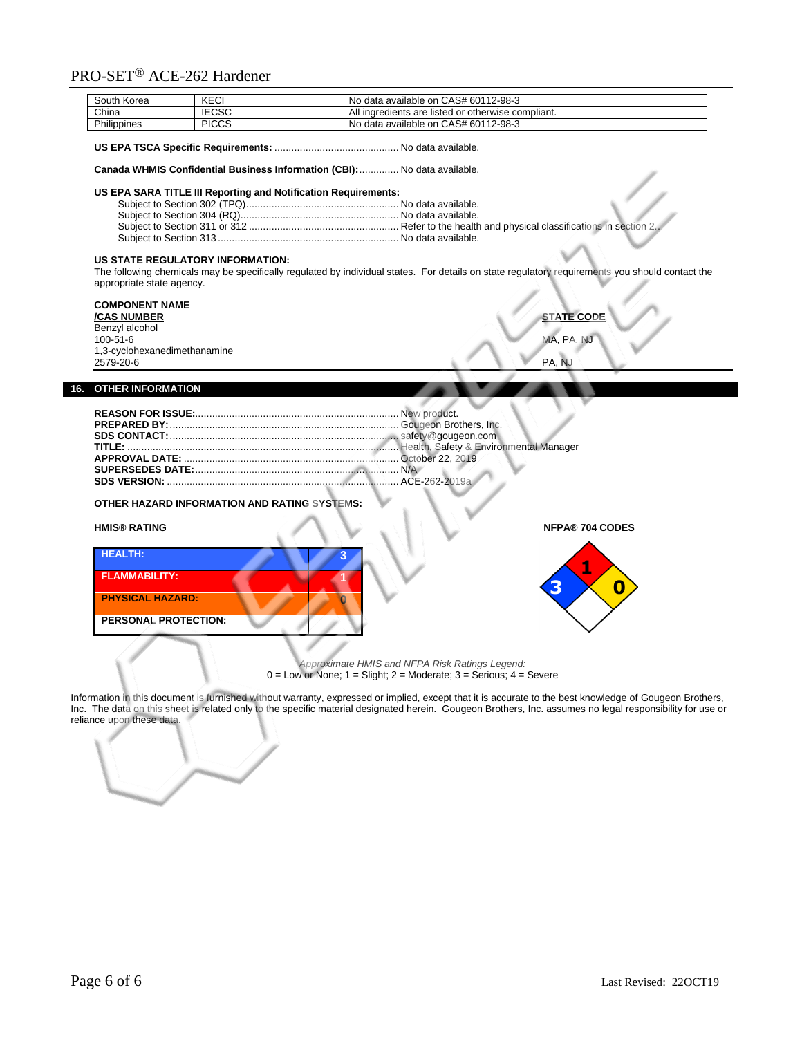| | | |
|---|---|---|
| South Korea | KECI | No data available on CAS# 60112-98-3 |
| China | IECSC | All ingredients are listed or otherwise compliant. |
| Philippines | PICCS | No data available on CAS# 60112-98-3 |

**US EPA TSCA Specific Requirements:** ............................................ No data available.

**Canada WHMIS Confidential Business Information (CBI):**.............. No data available.

**US EPA SARA TITLE III Reporting and Notification Requirements:**

Subject to Section 302 (TPQ)...................................................... No data available.
Subject to Section 304 (RQ)........................................................ No data available.
Subject to Section 311 or 312 ..................................................... Refer to the health and physical classifications in section 2..
Subject to Section 313 ................................................................ No data available.

**US STATE REGULATORY INFORMATION:**

The following chemicals may be specifically regulated by individual states. For details on state regulatory requirements you should contact the appropriate state agency.

| COMPONENT NAME /CAS NUMBER | STATE CODE |
|---|---|
| Benzyl alcohol 100-51-6 | MA, PA, NJ |
| 1,3-cyclohexanedimethanamine 2579-20-6 | PA, NJ |

## 16. OTHER INFORMATION

**REASON FOR ISSUE:**....................................................................... New product.
**PREPARED BY:**............................................................................... Gougeon Brothers, Inc.
**SDS CONTACT:**............................................................................... safety@gougeon.com
**TITLE:** ............................................................................................... Health, Safety & Environmental Manager
**APPROVAL DATE:** ........................................................................... October 22, 2019
**SUPERSEDES DATE:**....................................................................... N/A
**SDS VERSION:** ................................................................................. ACE-262-2019a

**OTHER HAZARD INFORMATION AND RATING SYSTEMS:**

**HMIS® RATING**

| | |
|---|---|
| HEALTH: | 3 |
| FLAMMABILITY: | 1 |
| PHYSICAL HAZARD: | 0 |
| PERSONAL PROTECTION: | |

**NFPA® 704 CODES**

1
3
0

*Approximate HMIS and NFPA Risk Ratings Legend:*
0 = Low or None; 1 = Slight; 2 = Moderate; 3 = Serious; 4 = Severe

Information in this document is furnished without warranty, expressed or implied, except that it is accurate to the best knowledge of Gougeon Brothers, Inc. The data on this sheet is related only to the specific material designated herein. Gougeon Brothers, Inc. assumes no legal responsibility for use or reliance upon these data.